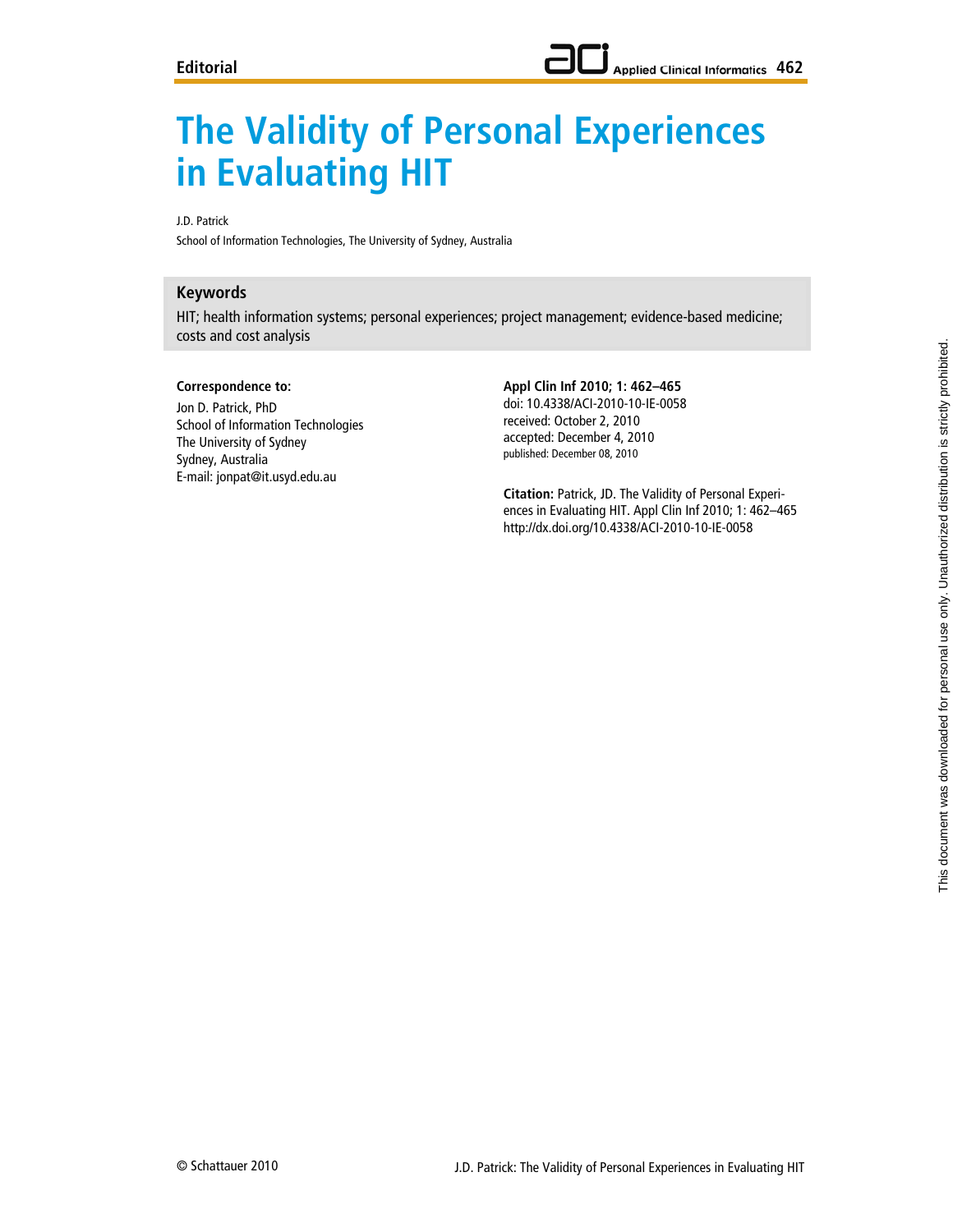Editorial

# The Validity of Personal Experiences in Evaluating HIT

J.D. Patrick

School of Information Technologies, The University of Sydney, Australia

## Keywords

HIT; health information systems; personal experiences; project management; evidence-based medicine; costs and cost analysis

**Correspondence to:**

Jon D. Patrick, PhD
School of Information Technologies
The University of Sydney
Sydney, Australia
E-mail: jonpat@it.usyd.edu.au

**Appl Clin Inf 2010; 1: 462–465**
doi: 10.4338/ACI-2010-10-IE-0058
received: October 2, 2010
accepted: December 4, 2010
published: December 08, 2010

**Citation:** Patrick, JD. The Validity of Personal Experiences in Evaluating HIT. Appl Clin Inf 2010; 1: 462–465
http://dx.doi.org/10.4338/ACI-2010-10-IE-0058

© Schattauer 2010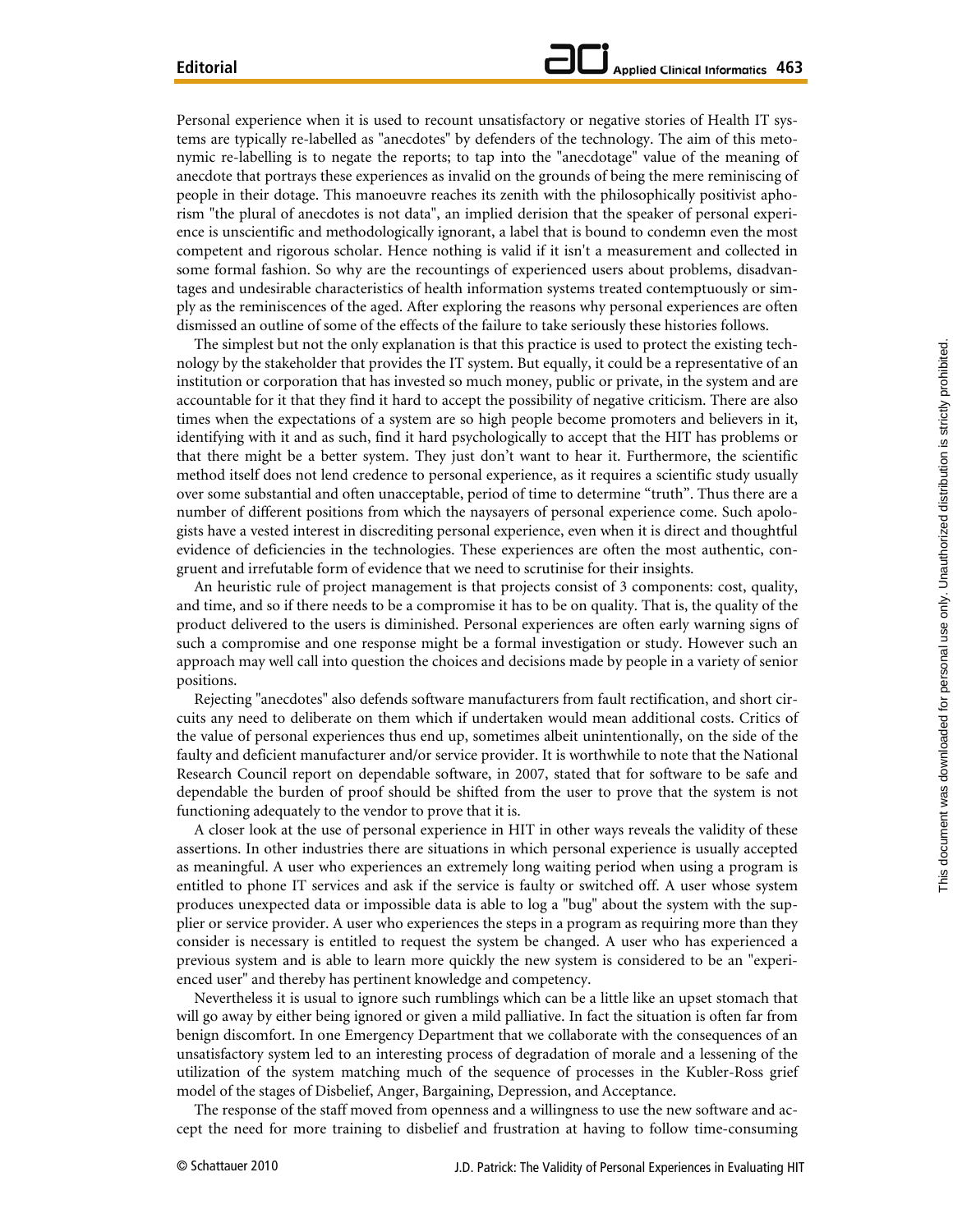Personal experience when it is used to recount unsatisfactory or negative stories of Health IT systems are typically re-labelled as "anecdotes" by defenders of the technology. The aim of this metonymic re-labelling is to negate the reports; to tap into the "anecdotage" value of the meaning of anecdote that portrays these experiences as invalid on the grounds of being the mere reminiscing of people in their dotage. This manoeuvre reaches its zenith with the philosophically positivist aphorism "the plural of anecdotes is not data", an implied derision that the speaker of personal experience is unscientific and methodologically ignorant, a label that is bound to condemn even the most competent and rigorous scholar. Hence nothing is valid if it isn't a measurement and collected in some formal fashion. So why are the recountings of experienced users about problems, disadvantages and undesirable characteristics of health information systems treated contemptuously or simply as the reminiscences of the aged. After exploring the reasons why personal experiences are often dismissed an outline of some of the effects of the failure to take seriously these histories follows.

The simplest but not the only explanation is that this practice is used to protect the existing technology by the stakeholder that provides the IT system. But equally, it could be a representative of an institution or corporation that has invested so much money, public or private, in the system and are accountable for it that they find it hard to accept the possibility of negative criticism. There are also times when the expectations of a system are so high people become promoters and believers in it, identifying with it and as such, find it hard psychologically to accept that the HIT has problems or that there might be a better system. They just don't want to hear it. Furthermore, the scientific method itself does not lend credence to personal experience, as it requires a scientific study usually over some substantial and often unacceptable, period of time to determine "truth". Thus there are a number of different positions from which the naysayers of personal experience come. Such apologists have a vested interest in discrediting personal experience, even when it is direct and thoughtful evidence of deficiencies in the technologies. These experiences are often the most authentic, congruent and irrefutable form of evidence that we need to scrutinise for their insights.

An heuristic rule of project management is that projects consist of 3 components: cost, quality, and time, and so if there needs to be a compromise it has to be on quality. That is, the quality of the product delivered to the users is diminished. Personal experiences are often early warning signs of such a compromise and one response might be a formal investigation or study. However such an approach may well call into question the choices and decisions made by people in a variety of senior positions.

Rejecting "anecdotes" also defends software manufacturers from fault rectification, and short circuits any need to deliberate on them which if undertaken would mean additional costs. Critics of the value of personal experiences thus end up, sometimes albeit unintentionally, on the side of the faulty and deficient manufacturer and/or service provider. It is worthwhile to note that the National Research Council report on dependable software, in 2007, stated that for software to be safe and dependable the burden of proof should be shifted from the user to prove that the system is not functioning adequately to the vendor to prove that it is.

A closer look at the use of personal experience in HIT in other ways reveals the validity of these assertions. In other industries there are situations in which personal experience is usually accepted as meaningful. A user who experiences an extremely long waiting period when using a program is entitled to phone IT services and ask if the service is faulty or switched off. A user whose system produces unexpected data or impossible data is able to log a "bug" about the system with the supplier or service provider. A user who experiences the steps in a program as requiring more than they consider is necessary is entitled to request the system be changed. A user who has experienced a previous system and is able to learn more quickly the new system is considered to be an "experienced user" and thereby has pertinent knowledge and competency.

Nevertheless it is usual to ignore such rumblings which can be a little like an upset stomach that will go away by either being ignored or given a mild palliative. In fact the situation is often far from benign discomfort. In one Emergency Department that we collaborate with the consequences of an unsatisfactory system led to an interesting process of degradation of morale and a lessening of the utilization of the system matching much of the sequence of processes in the Kubler-Ross grief model of the stages of Disbelief, Anger, Bargaining, Depression, and Acceptance.

The response of the staff moved from openness and a willingness to use the new software and accept the need for more training to disbelief and frustration at having to follow time-consuming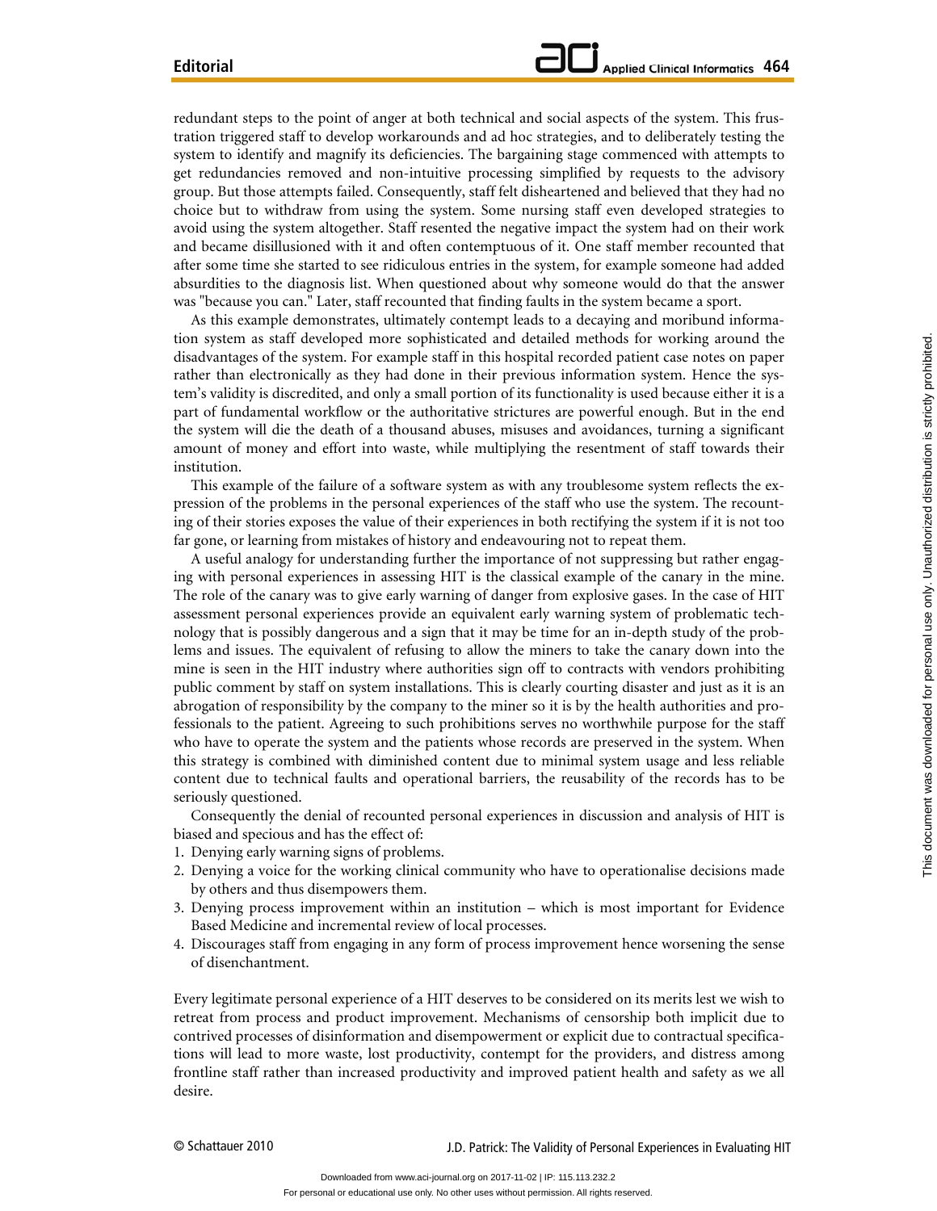redundant steps to the point of anger at both technical and social aspects of the system. This frustration triggered staff to develop workarounds and ad hoc strategies, and to deliberately testing the system to identify and magnify its deficiencies. The bargaining stage commenced with attempts to get redundancies removed and non-intuitive processing simplified by requests to the advisory group. But those attempts failed. Consequently, staff felt disheartened and believed that they had no choice but to withdraw from using the system. Some nursing staff even developed strategies to avoid using the system altogether. Staff resented the negative impact the system had on their work and became disillusioned with it and often contemptuous of it. One staff member recounted that after some time she started to see ridiculous entries in the system, for example someone had added absurdities to the diagnosis list. When questioned about why someone would do that the answer was "because you can." Later, staff recounted that finding faults in the system became a sport.

As this example demonstrates, ultimately contempt leads to a decaying and moribund information system as staff developed more sophisticated and detailed methods for working around the disadvantages of the system. For example staff in this hospital recorded patient case notes on paper rather than electronically as they had done in their previous information system. Hence the system's validity is discredited, and only a small portion of its functionality is used because either it is a part of fundamental workflow or the authoritative strictures are powerful enough. But in the end the system will die the death of a thousand abuses, misuses and avoidances, turning a significant amount of money and effort into waste, while multiplying the resentment of staff towards their institution.

This example of the failure of a software system as with any troublesome system reflects the expression of the problems in the personal experiences of the staff who use the system. The recounting of their stories exposes the value of their experiences in both rectifying the system if it is not too far gone, or learning from mistakes of history and endeavouring not to repeat them.

A useful analogy for understanding further the importance of not suppressing but rather engaging with personal experiences in assessing HIT is the classical example of the canary in the mine. The role of the canary was to give early warning of danger from explosive gases. In the case of HIT assessment personal experiences provide an equivalent early warning system of problematic technology that is possibly dangerous and a sign that it may be time for an in-depth study of the problems and issues. The equivalent of refusing to allow the miners to take the canary down into the mine is seen in the HIT industry where authorities sign off to contracts with vendors prohibiting public comment by staff on system installations. This is clearly courting disaster and just as it is an abrogation of responsibility by the company to the miner so it is by the health authorities and professionals to the patient. Agreeing to such prohibitions serves no worthwhile purpose for the staff who have to operate the system and the patients whose records are preserved in the system. When this strategy is combined with diminished content due to minimal system usage and less reliable content due to technical faults and operational barriers, the reusability of the records has to be seriously questioned.

Consequently the denial of recounted personal experiences in discussion and analysis of HIT is biased and specious and has the effect of:

1. Denying early warning signs of problems.
2. Denying a voice for the working clinical community who have to operationalise decisions made by others and thus disempowers them.
3. Denying process improvement within an institution – which is most important for Evidence Based Medicine and incremental review of local processes.
4. Discourages staff from engaging in any form of process improvement hence worsening the sense of disenchantment.

Every legitimate personal experience of a HIT deserves to be considered on its merits lest we wish to retreat from process and product improvement. Mechanisms of censorship both implicit due to contrived processes of disinformation and disempowerment or explicit due to contractual specifications will lead to more waste, lost productivity, contempt for the providers, and distress among frontline staff rather than increased productivity and improved patient health and safety as we all desire.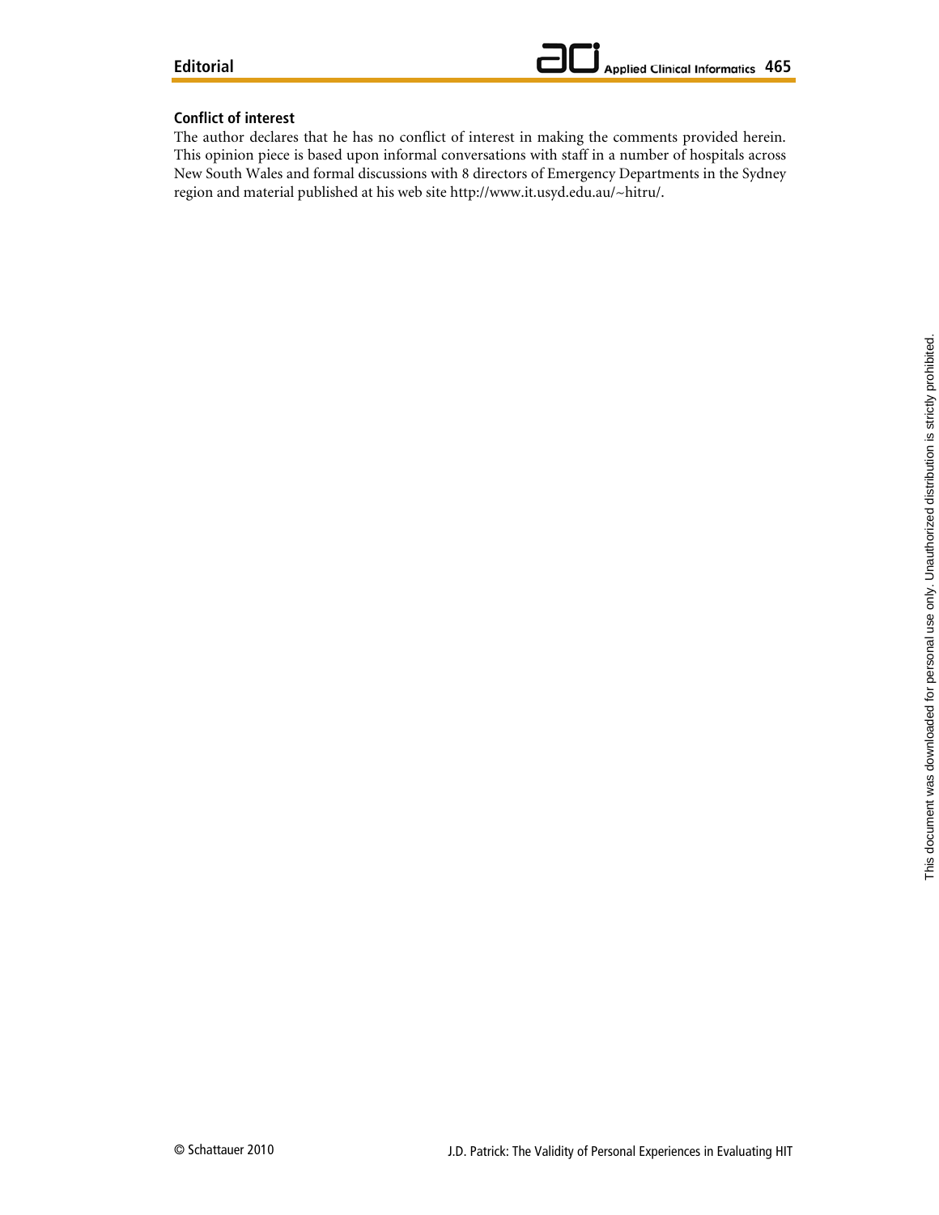#### Conflict of interest

The author declares that he has no conflict of interest in making the comments provided herein. This opinion piece is based upon informal conversations with staff in a number of hospitals across New South Wales and formal discussions with 8 directors of Emergency Departments in the Sydney region and material published at his web site http://www.it.usyd.edu.au/~hitru/.